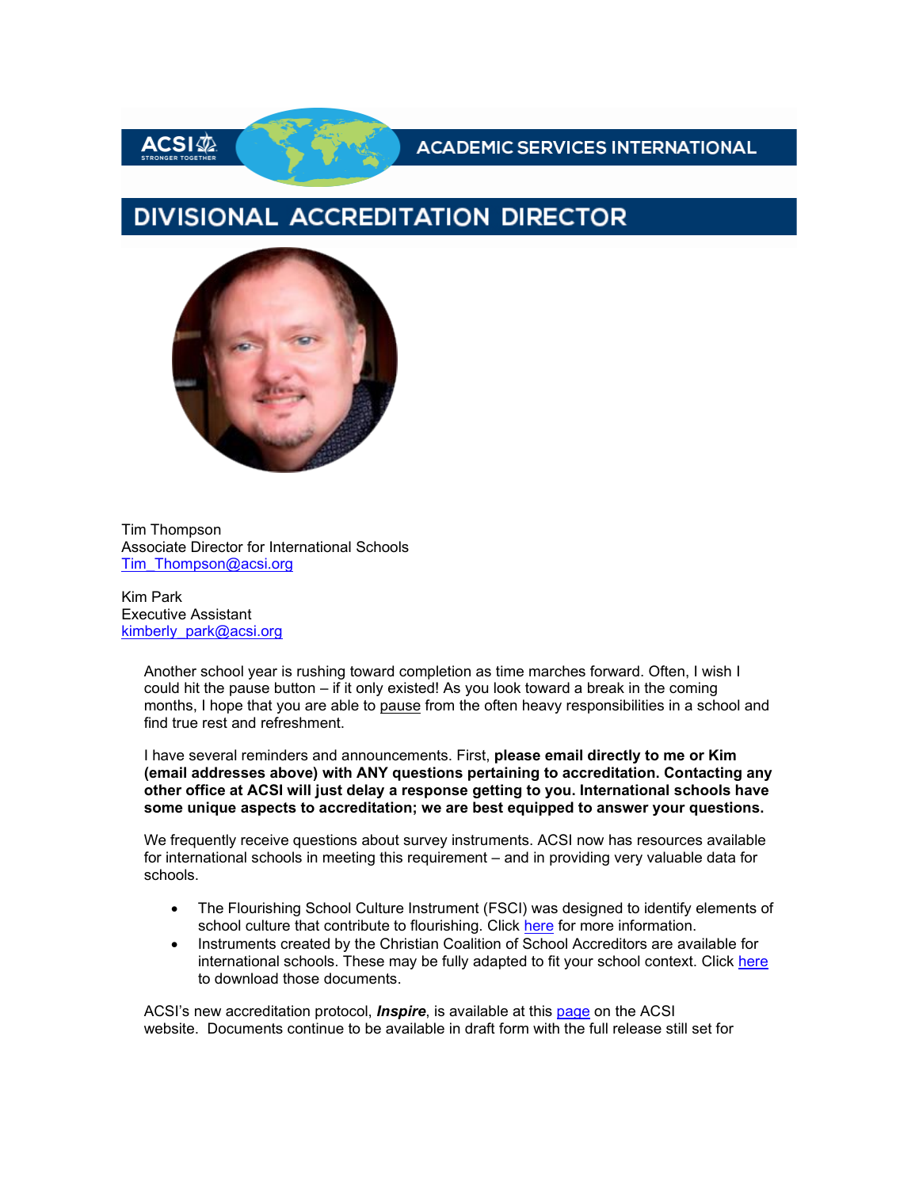ACADEMIC SERVICES INTERNATIONAL

# DIVISIONAL ACCREDITATION DIRECTOR

Tim Thompson
Associate Director for International Schools
Tim_Thompson@acsi.org

Kim Park
Executive Assistant
kimberly_park@acsi.org

Another school year is rushing toward completion as time marches forward. Often, I wish I could hit the pause button – if it only existed! As you look toward a break in the coming months, I hope that you are able to pause from the often heavy responsibilities in a school and find true rest and refreshment.

I have several reminders and announcements. First, **please email directly to me or Kim (email addresses above) with ANY questions pertaining to accreditation. Contacting any other office at ACSI will just delay a response getting to you. International schools have some unique aspects to accreditation; we are best equipped to answer your questions.**

We frequently receive questions about survey instruments. ACSI now has resources available for international schools in meeting this requirement – and in providing very valuable data for schools.

- The Flourishing School Culture Instrument (FSCI) was designed to identify elements of school culture that contribute to flourishing. Click here for more information.
- Instruments created by the Christian Coalition of School Accreditors are available for international schools. These may be fully adapted to fit your school context. Click here to download those documents.

ACSI's new accreditation protocol, ***Inspire***, is available at this page on the ACSI website. Documents continue to be available in draft form with the full release still set for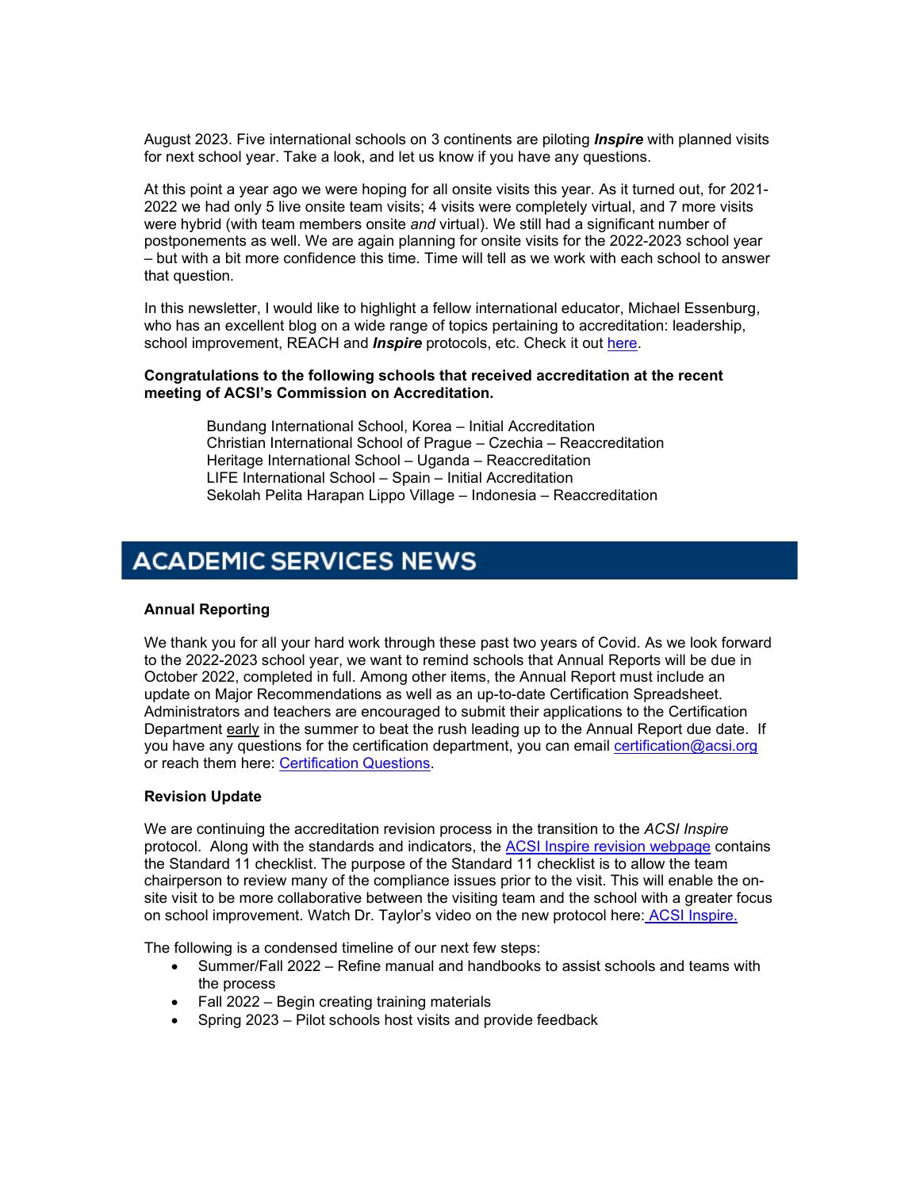August 2023. Five international schools on 3 continents are piloting ***Inspire*** with planned visits for next school year. Take a look, and let us know if you have any questions.

At this point a year ago we were hoping for all onsite visits this year. As it turned out, for 2021-2022 we had only 5 live onsite team visits; 4 visits were completely virtual, and 7 more visits were hybrid (with team members onsite *and* virtual). We still had a significant number of postponements as well. We are again planning for onsite visits for the 2022-2023 school year – but with a bit more confidence this time. Time will tell as we work with each school to answer that question.

In this newsletter, I would like to highlight a fellow international educator, Michael Essenburg, who has an excellent blog on a wide range of topics pertaining to accreditation: leadership, school improvement, REACH and ***Inspire*** protocols, etc. Check it out here.

**Congratulations to the following schools that received accreditation at the recent meeting of ACSI's Commission on Accreditation.**

Bundang International School, Korea – Initial Accreditation
Christian International School of Prague – Czechia – Reaccreditation
Heritage International School – Uganda – Reaccreditation
LIFE International School – Spain – Initial Accreditation
Sekolah Pelita Harapan Lippo Village – Indonesia – Reaccreditation

## ACADEMIC SERVICES NEWS

**Annual Reporting**

We thank you for all your hard work through these past two years of Covid. As we look forward to the 2022-2023 school year, we want to remind schools that Annual Reports will be due in October 2022, completed in full. Among other items, the Annual Report must include an update on Major Recommendations as well as an up-to-date Certification Spreadsheet. Administrators and teachers are encouraged to submit their applications to the Certification Department early in the summer to beat the rush leading up to the Annual Report due date. If you have any questions for the certification department, you can email certification@acsi.org or reach them here: Certification Questions.

**Revision Update**

We are continuing the accreditation revision process in the transition to the *ACSI Inspire* protocol. Along with the standards and indicators, the ACSI Inspire revision webpage contains the Standard 11 checklist. The purpose of the Standard 11 checklist is to allow the team chairperson to review many of the compliance issues prior to the visit. This will enable the on-site visit to be more collaborative between the visiting team and the school with a greater focus on school improvement. Watch Dr. Taylor's video on the new protocol here: ACSI Inspire.

The following is a condensed timeline of our next few steps:

- Summer/Fall 2022 – Refine manual and handbooks to assist schools and teams with the process
- Fall 2022 – Begin creating training materials
- Spring 2023 – Pilot schools host visits and provide feedback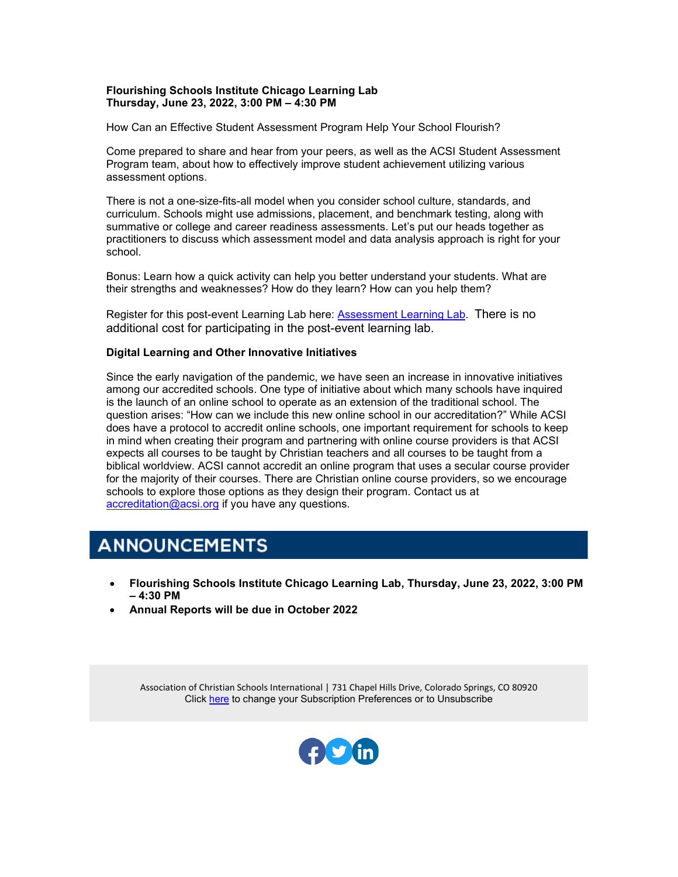**Flourishing Schools Institute Chicago Learning Lab**
**Thursday, June 23, 2022, 3:00 PM – 4:30 PM**

How Can an Effective Student Assessment Program Help Your School Flourish?

Come prepared to share and hear from your peers, as well as the ACSI Student Assessment Program team, about how to effectively improve student achievement utilizing various assessment options.

There is not a one-size-fits-all model when you consider school culture, standards, and curriculum. Schools might use admissions, placement, and benchmark testing, along with summative or college and career readiness assessments. Let's put our heads together as practitioners to discuss which assessment model and data analysis approach is right for your school.

Bonus: Learn how a quick activity can help you better understand your students. What are their strengths and weaknesses? How do they learn? How can you help them?

Register for this post-event Learning Lab here: Assessment Learning Lab. There is no additional cost for participating in the post-event learning lab.

**Digital Learning and Other Innovative Initiatives**

Since the early navigation of the pandemic, we have seen an increase in innovative initiatives among our accredited schools. One type of initiative about which many schools have inquired is the launch of an online school to operate as an extension of the traditional school. The question arises: "How can we include this new online school in our accreditation?" While ACSI does have a protocol to accredit online schools, one important requirement for schools to keep in mind when creating their program and partnering with online course providers is that ACSI expects all courses to be taught by Christian teachers and all courses to be taught from a biblical worldview. ACSI cannot accredit an online program that uses a secular course provider for the majority of their courses. There are Christian online course providers, so we encourage schools to explore those options as they design their program. Contact us at accreditation@acsi.org if you have any questions.

## ANNOUNCEMENTS

- **Flourishing Schools Institute Chicago Learning Lab, Thursday, June 23, 2022, 3:00 PM – 4:30 PM**
- **Annual Reports will be due in October 2022**

Association of Christian Schools International | 731 Chapel Hills Drive, Colorado Springs, CO 80920
Click here to change your Subscription Preferences or to Unsubscribe